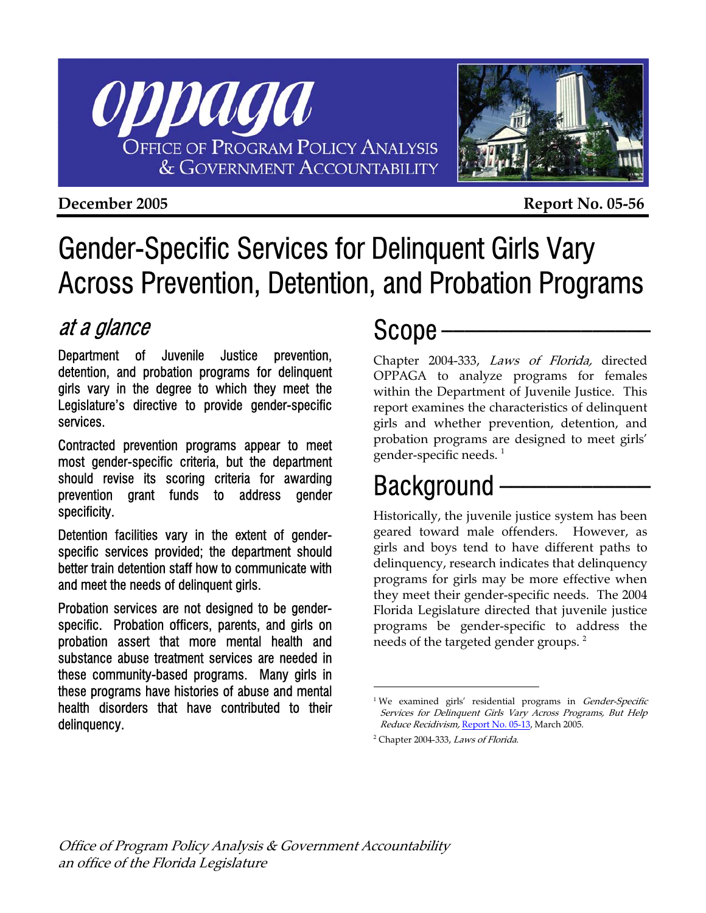# oppaga

OFFICE OF PROGRAM POLICY ANALYSIS & GOVERNMENT ACCOUNTABILITY

**December 2005** **Report No. 05-56**

# Gender-Specific Services for Delinquent Girls Vary Across Prevention, Detention, and Probation Programs

## *at a glance*

Department of Juvenile Justice prevention, detention, and probation programs for delinquent girls vary in the degree to which they meet the Legislature's directive to provide gender-specific services.

Contracted prevention programs appear to meet most gender-specific criteria, but the department should revise its scoring criteria for awarding prevention grant funds to address gender specificity.

Detention facilities vary in the extent of gender-specific services provided; the department should better train detention staff how to communicate with and meet the needs of delinquent girls.

Probation services are not designed to be gender-specific. Probation officers, parents, and girls on probation assert that more mental health and substance abuse treatment services are needed in these community-based programs. Many girls in these programs have histories of abuse and mental health disorders that have contributed to their delinquency.

## Scope

Chapter 2004-333, *Laws of Florida,* directed OPPAGA to analyze programs for females within the Department of Juvenile Justice. This report examines the characteristics of delinquent girls and whether prevention, detention, and probation programs are designed to meet girls' gender-specific needs. [1]

## Background

Historically, the juvenile justice system has been geared toward male offenders. However, as girls and boys tend to have different paths to delinquency, research indicates that delinquency programs for girls may be more effective when they meet their gender-specific needs. The 2004 Florida Legislature directed that juvenile justice programs be gender-specific to address the needs of the targeted gender groups. [2]

---

[1] We examined girls' residential programs in *Gender-Specific Services for Delinquent Girls Vary Across Programs, But Help Reduce Recidivism,* Report No. 05-13, March 2005.

[2] Chapter 2004-333, *Laws of Florida*.

*Office of Program Policy Analysis & Government Accountability*
*an office of the Florida Legislature*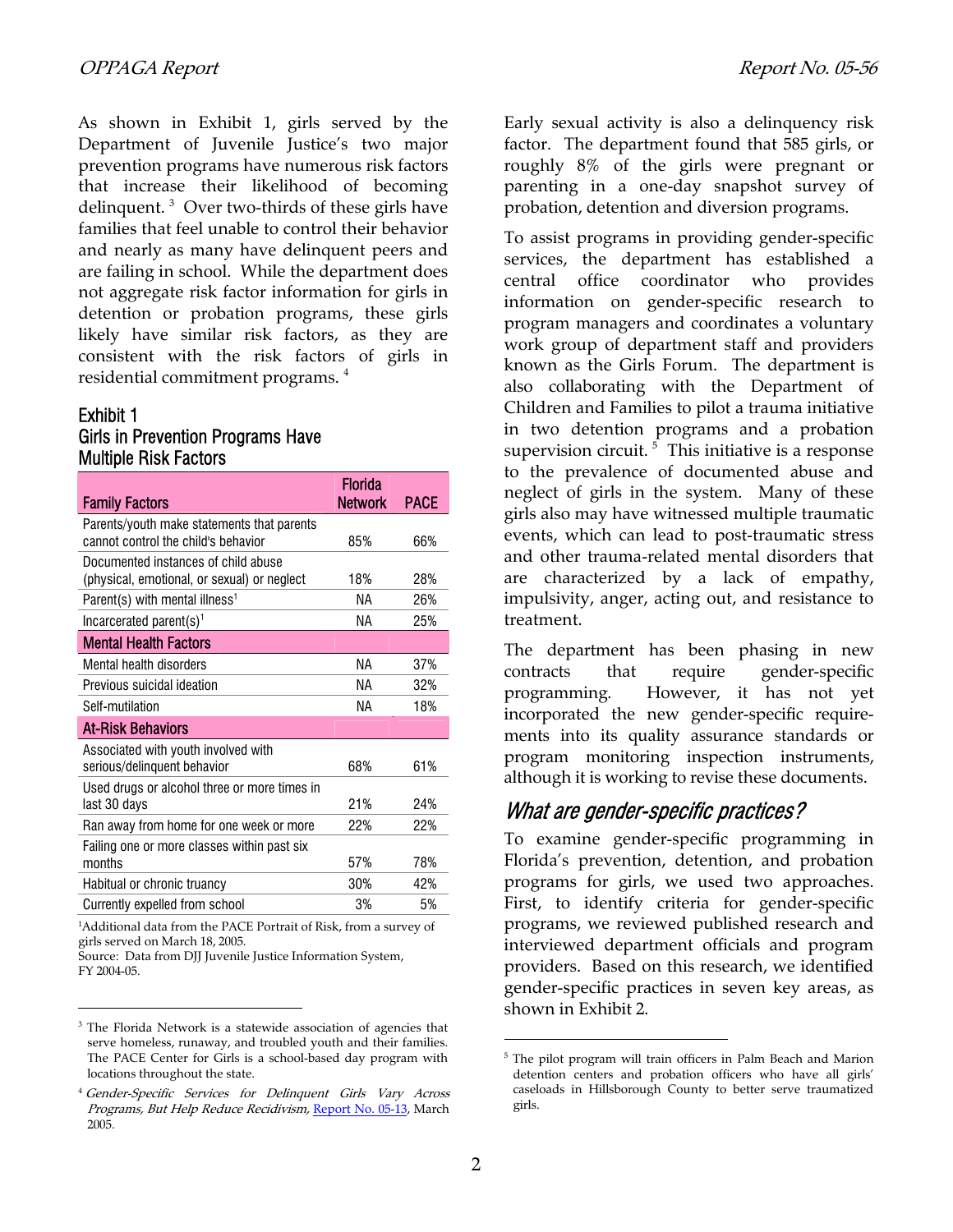As shown in Exhibit 1, girls served by the Department of Juvenile Justice's two major prevention programs have numerous risk factors that increase their likelihood of becoming delinquent. [3] Over two-thirds of these girls have families that feel unable to control their behavior and nearly as many have delinquent peers and are failing in school. While the department does not aggregate risk factor information for girls in detention or probation programs, these girls likely have similar risk factors, as they are consistent with the risk factors of girls in residential commitment programs. [4]

### Exhibit 1
### Girls in Prevention Programs Have Multiple Risk Factors

| Family Factors | Florida Network | PACE |
|---|---|---|
| Parents/youth make statements that parents cannot control the child's behavior | 85% | 66% |
| Documented instances of child abuse (physical, emotional, or sexual) or neglect | 18% | 28% |
| Parent(s) with mental illness[1] | NA | 26% |
| Incarcerated parent(s)[1] | NA | 25% |
| **Mental Health Factors** | | |
| Mental health disorders | NA | 37% |
| Previous suicidal ideation | NA | 32% |
| Self-mutilation | NA | 18% |
| **At-Risk Behaviors** | | |
| Associated with youth involved with serious/delinquent behavior | 68% | 61% |
| Used drugs or alcohol three or more times in last 30 days | 21% | 24% |
| Ran away from home for one week or more | 22% | 22% |
| Failing one or more classes within past six months | 57% | 78% |
| Habitual or chronic truancy | 30% | 42% |
| Currently expelled from school | 3% | 5% |

[1]Additional data from the PACE Portrait of Risk, from a survey of girls served on March 18, 2005.
Source: Data from DJJ Juvenile Justice Information System, FY 2004-05.

Early sexual activity is also a delinquency risk factor. The department found that 585 girls, or roughly 8% of the girls were pregnant or parenting in a one-day snapshot survey of probation, detention and diversion programs.

To assist programs in providing gender-specific services, the department has established a central office coordinator who provides information on gender-specific research to program managers and coordinates a voluntary work group of department staff and providers known as the Girls Forum. The department is also collaborating with the Department of Children and Families to pilot a trauma initiative in two detention programs and a probation supervision circuit. [5] This initiative is a response to the prevalence of documented abuse and neglect of girls in the system. Many of these girls also may have witnessed multiple traumatic events, which can lead to post-traumatic stress and other trauma-related mental disorders that are characterized by a lack of empathy, impulsivity, anger, acting out, and resistance to treatment.

The department has been phasing in new contracts that require gender-specific programming. However, it has not yet incorporated the new gender-specific requirements into its quality assurance standards or program monitoring inspection instruments, although it is working to revise these documents.

## *What are gender-specific practices?*

To examine gender-specific programming in Florida's prevention, detention, and probation programs for girls, we used two approaches. First, to identify criteria for gender-specific programs, we reviewed published research and interviewed department officials and program providers. Based on this research, we identified gender-specific practices in seven key areas, as shown in Exhibit 2.

---

[3] The Florida Network is a statewide association of agencies that serve homeless, runaway, and troubled youth and their families. The PACE Center for Girls is a school-based day program with locations throughout the state.

[4] *Gender-Specific Services for Delinquent Girls Vary Across Programs, But Help Reduce Recidivism,* Report No. 05-13, March 2005.

[5] The pilot program will train officers in Palm Beach and Marion detention centers and probation officers who have all girls' caseloads in Hillsborough County to better serve traumatized girls.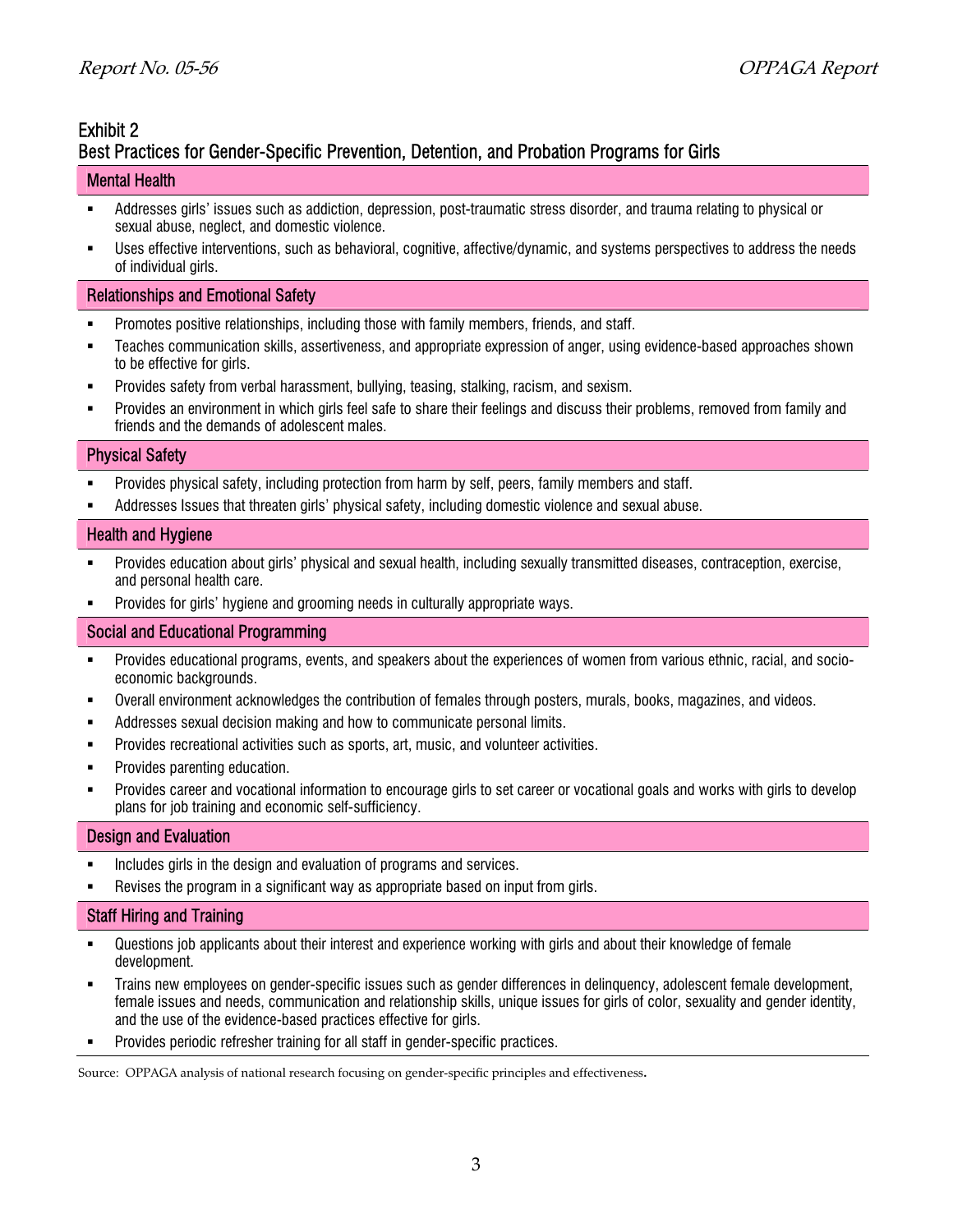Exhibit 2
## Best Practices for Gender-Specific Prevention, Detention, and Probation Programs for Girls

### Mental Health

- Addresses girls' issues such as addiction, depression, post-traumatic stress disorder, and trauma relating to physical or sexual abuse, neglect, and domestic violence.
- Uses effective interventions, such as behavioral, cognitive, affective/dynamic, and systems perspectives to address the needs of individual girls.

### Relationships and Emotional Safety

- Promotes positive relationships, including those with family members, friends, and staff.
- Teaches communication skills, assertiveness, and appropriate expression of anger, using evidence-based approaches shown to be effective for girls.
- Provides safety from verbal harassment, bullying, teasing, stalking, racism, and sexism.
- Provides an environment in which girls feel safe to share their feelings and discuss their problems, removed from family and friends and the demands of adolescent males.

### Physical Safety

- Provides physical safety, including protection from harm by self, peers, family members and staff.
- Addresses Issues that threaten girls' physical safety, including domestic violence and sexual abuse.

### Health and Hygiene

- Provides education about girls' physical and sexual health, including sexually transmitted diseases, contraception, exercise, and personal health care.
- Provides for girls' hygiene and grooming needs in culturally appropriate ways.

### Social and Educational Programming

- Provides educational programs, events, and speakers about the experiences of women from various ethnic, racial, and socio-economic backgrounds.
- Overall environment acknowledges the contribution of females through posters, murals, books, magazines, and videos.
- Addresses sexual decision making and how to communicate personal limits.
- Provides recreational activities such as sports, art, music, and volunteer activities.
- Provides parenting education.
- Provides career and vocational information to encourage girls to set career or vocational goals and works with girls to develop plans for job training and economic self-sufficiency.

### Design and Evaluation

- Includes girls in the design and evaluation of programs and services.
- Revises the program in a significant way as appropriate based on input from girls.

### Staff Hiring and Training

- Questions job applicants about their interest and experience working with girls and about their knowledge of female development.
- Trains new employees on gender-specific issues such as gender differences in delinquency, adolescent female development, female issues and needs, communication and relationship skills, unique issues for girls of color, sexuality and gender identity, and the use of the evidence-based practices effective for girls.
- Provides periodic refresher training for all staff in gender-specific practices.

Source: OPPAGA analysis of national research focusing on gender-specific principles and effectiveness.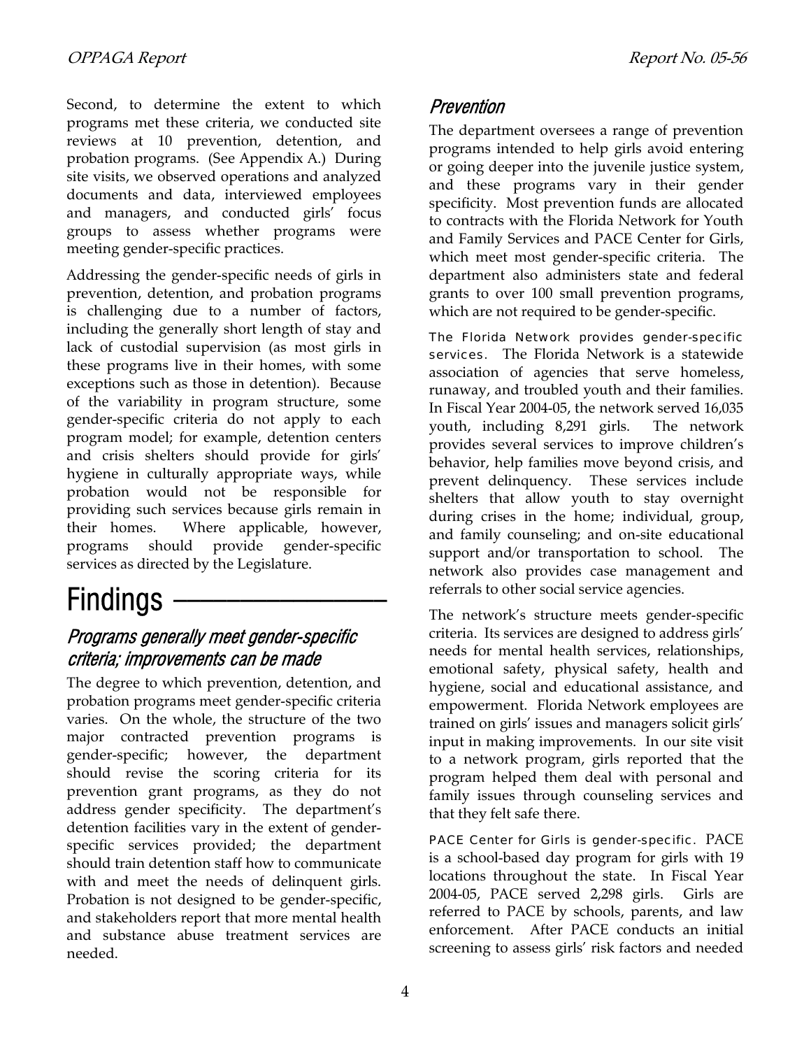Second, to determine the extent to which programs met these criteria, we conducted site reviews at 10 prevention, detention, and probation programs. (See Appendix A.) During site visits, we observed operations and analyzed documents and data, interviewed employees and managers, and conducted girls' focus groups to assess whether programs were meeting gender-specific practices.

Addressing the gender-specific needs of girls in prevention, detention, and probation programs is challenging due to a number of factors, including the generally short length of stay and lack of custodial supervision (as most girls in these programs live in their homes, with some exceptions such as those in detention). Because of the variability in program structure, some gender-specific criteria do not apply to each program model; for example, detention centers and crisis shelters should provide for girls' hygiene in culturally appropriate ways, while probation would not be responsible for providing such services because girls remain in their homes. Where applicable, however, programs should provide gender-specific services as directed by the Legislature.

# Findings

## *Programs generally meet gender-specific criteria; improvements can be made*

The degree to which prevention, detention, and probation programs meet gender-specific criteria varies. On the whole, the structure of the two major contracted prevention programs is gender-specific; however, the department should revise the scoring criteria for its prevention grant programs, as they do not address gender specificity. The department's detention facilities vary in the extent of gender-specific services provided; the department should train detention staff how to communicate with and meet the needs of delinquent girls. Probation is not designed to be gender-specific, and stakeholders report that more mental health and substance abuse treatment services are needed.

### *Prevention*

The department oversees a range of prevention programs intended to help girls avoid entering or going deeper into the juvenile justice system, and these programs vary in their gender specificity. Most prevention funds are allocated to contracts with the Florida Network for Youth and Family Services and PACE Center for Girls, which meet most gender-specific criteria. The department also administers state and federal grants to over 100 small prevention programs, which are not required to be gender-specific.

**The Florida Network provides gender-specific services.** The Florida Network is a statewide association of agencies that serve homeless, runaway, and troubled youth and their families. In Fiscal Year 2004-05, the network served 16,035 youth, including 8,291 girls. The network provides several services to improve children's behavior, help families move beyond crisis, and prevent delinquency. These services include shelters that allow youth to stay overnight during crises in the home; individual, group, and family counseling; and on-site educational support and/or transportation to school. The network also provides case management and referrals to other social service agencies.

The network's structure meets gender-specific criteria. Its services are designed to address girls' needs for mental health services, relationships, emotional safety, physical safety, health and hygiene, social and educational assistance, and empowerment. Florida Network employees are trained on girls' issues and managers solicit girls' input in making improvements. In our site visit to a network program, girls reported that the program helped them deal with personal and family issues through counseling services and that they felt safe there.

**PACE Center for Girls is gender-specific.** PACE is a school-based day program for girls with 19 locations throughout the state. In Fiscal Year 2004-05, PACE served 2,298 girls. Girls are referred to PACE by schools, parents, and law enforcement. After PACE conducts an initial screening to assess girls' risk factors and needed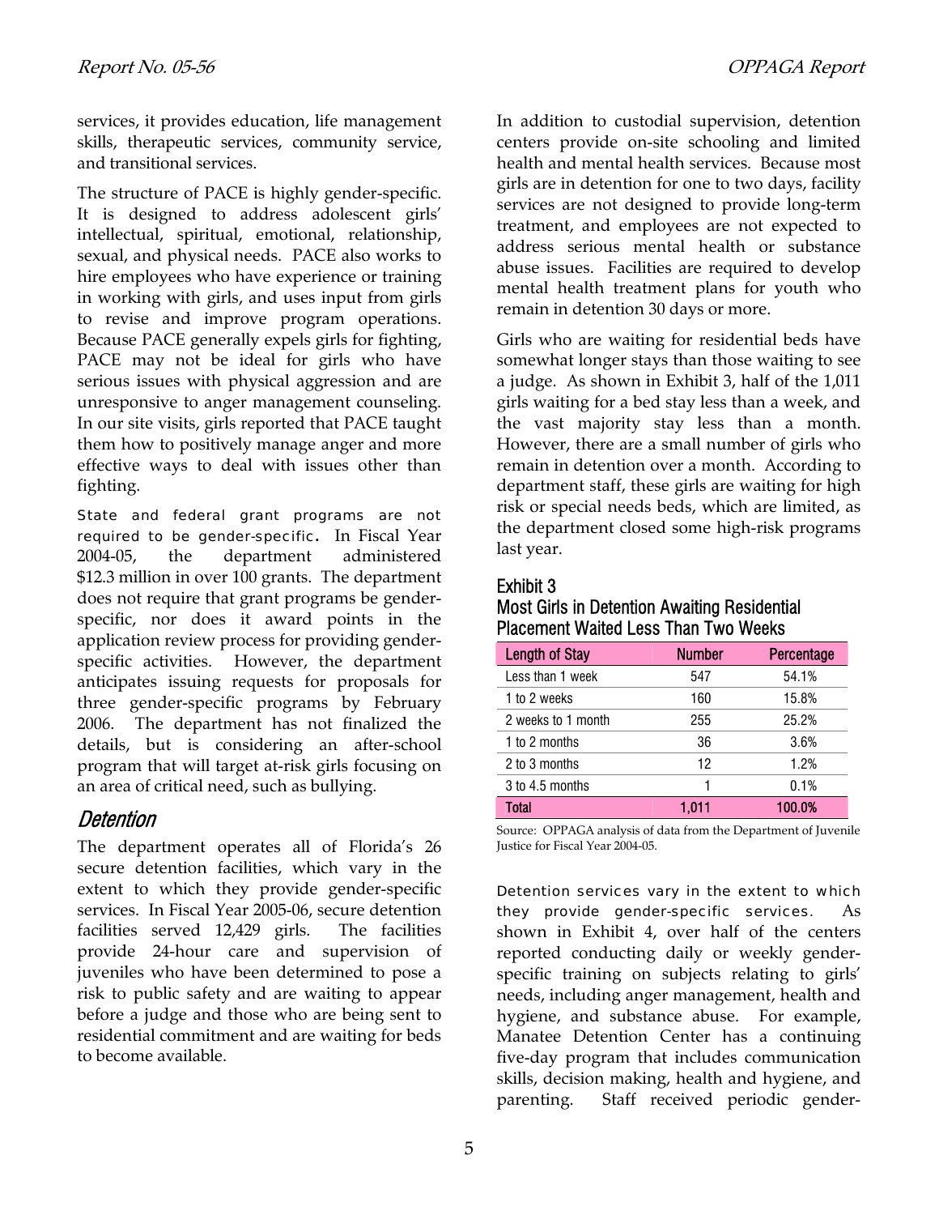services, it provides education, life management skills, therapeutic services, community service, and transitional services.

The structure of PACE is highly gender-specific. It is designed to address adolescent girls' intellectual, spiritual, emotional, relationship, sexual, and physical needs. PACE also works to hire employees who have experience or training in working with girls, and uses input from girls to revise and improve program operations. Because PACE generally expels girls for fighting, PACE may not be ideal for girls who have serious issues with physical aggression and are unresponsive to anger management counseling. In our site visits, girls reported that PACE taught them how to positively manage anger and more effective ways to deal with issues other than fighting.

State and federal grant programs are not required to be gender-specific. In Fiscal Year 2004-05, the department administered $12.3 million in over 100 grants. The department does not require that grant programs be gender-specific, nor does it award points in the application review process for providing gender-specific activities. However, the department anticipates issuing requests for proposals for three gender-specific programs by February 2006. The department has not finalized the details, but is considering an after-school program that will target at-risk girls focusing on an area of critical need, such as bullying.

## *Detention*

The department operates all of Florida's 26 secure detention facilities, which vary in the extent to which they provide gender-specific services. In Fiscal Year 2005-06, secure detention facilities served 12,429 girls. The facilities provide 24-hour care and supervision of juveniles who have been determined to pose a risk to public safety and are waiting to appear before a judge and those who are being sent to residential commitment and are waiting for beds to become available.

In addition to custodial supervision, detention centers provide on-site schooling and limited health and mental health services. Because most girls are in detention for one to two days, facility services are not designed to provide long-term treatment, and employees are not expected to address serious mental health or substance abuse issues. Facilities are required to develop mental health treatment plans for youth who remain in detention 30 days or more.

Girls who are waiting for residential beds have somewhat longer stays than those waiting to see a judge. As shown in Exhibit 3, half of the 1,011 girls waiting for a bed stay less than a week, and the vast majority stay less than a month. However, there are a small number of girls who remain in detention over a month. According to department staff, these girls are waiting for high risk or special needs beds, which are limited, as the department closed some high-risk programs last year.

**Exhibit 3**
**Most Girls in Detention Awaiting Residential Placement Waited Less Than Two Weeks**

| Length of Stay | Number | Percentage |
|---|---|---|
| Less than 1 week | 547 | 54.1% |
| 1 to 2 weeks | 160 | 15.8% |
| 2 weeks to 1 month | 255 | 25.2% |
| 1 to 2 months | 36 | 3.6% |
| 2 to 3 months | 12 | 1.2% |
| 3 to 4.5 months | 1 | 0.1% |
| **Total** | **1,011** | **100.0%** |

Source: OPPAGA analysis of data from the Department of Juvenile Justice for Fiscal Year 2004-05.

Detention services vary in the extent to which they provide gender-specific services. As shown in Exhibit 4, over half of the centers reported conducting daily or weekly gender-specific training on subjects relating to girls' needs, including anger management, health and hygiene, and substance abuse. For example, Manatee Detention Center has a continuing five-day program that includes communication skills, decision making, health and hygiene, and parenting. Staff received periodic gender-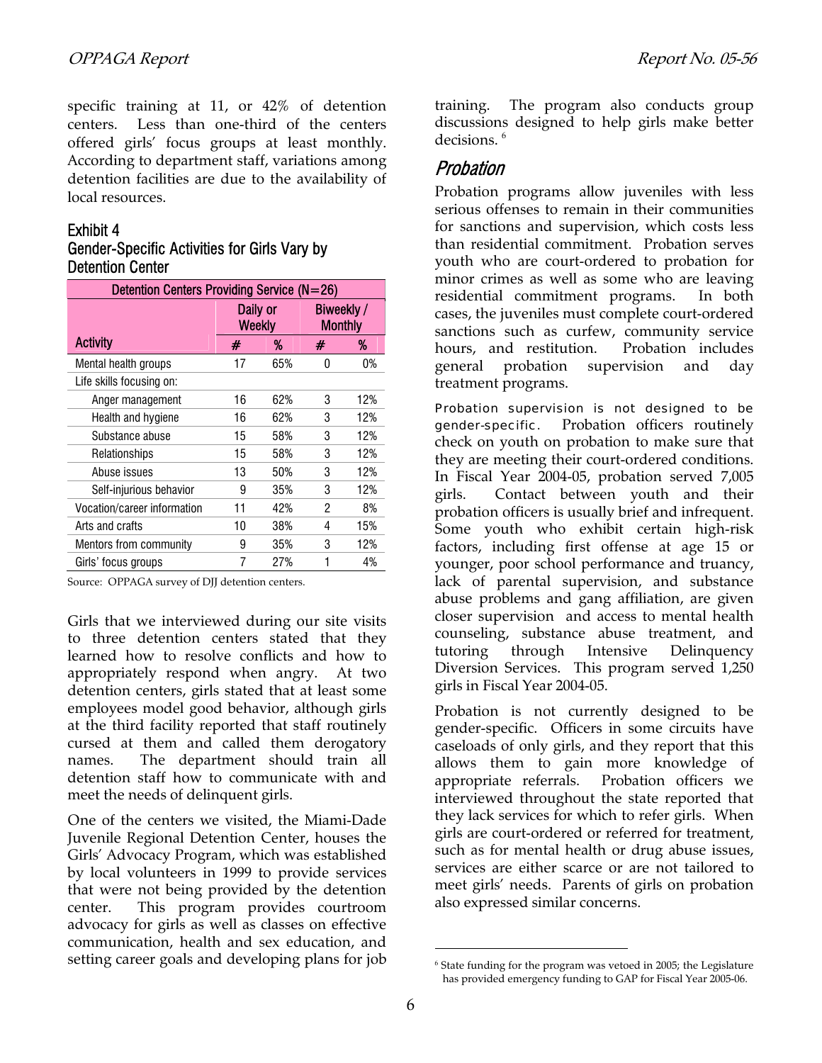specific training at 11, or 42% of detention centers. Less than one-third of the centers offered girls' focus groups at least monthly. According to department staff, variations among detention facilities are due to the availability of local resources.

### Exhibit 4
### Gender-Specific Activities for Girls Vary by Detention Center

| Detention Centers Providing Service (N=26) | | | | |
|---|---|---|---|---|
| | Daily or Weekly | | Biweekly / Monthly | |
| Activity | # | % | # | % |
| Mental health groups | 17 | 65% | 0 | 0% |
| Life skills focusing on: | | | | |
| Anger management | 16 | 62% | 3 | 12% |
| Health and hygiene | 16 | 62% | 3 | 12% |
| Substance abuse | 15 | 58% | 3 | 12% |
| Relationships | 15 | 58% | 3 | 12% |
| Abuse issues | 13 | 50% | 3 | 12% |
| Self-injurious behavior | 9 | 35% | 3 | 12% |
| Vocation/career information | 11 | 42% | 2 | 8% |
| Arts and crafts | 10 | 38% | 4 | 15% |
| Mentors from community | 9 | 35% | 3 | 12% |
| Girls' focus groups | 7 | 27% | 1 | 4% |

Source: OPPAGA survey of DJJ detention centers.

Girls that we interviewed during our site visits to three detention centers stated that they learned how to resolve conflicts and how to appropriately respond when angry. At two detention centers, girls stated that at least some employees model good behavior, although girls at the third facility reported that staff routinely cursed at them and called them derogatory names. The department should train all detention staff how to communicate with and meet the needs of delinquent girls.

One of the centers we visited, the Miami-Dade Juvenile Regional Detention Center, houses the Girls' Advocacy Program, which was established by local volunteers in 1999 to provide services that were not being provided by the detention center. This program provides courtroom advocacy for girls as well as classes on effective communication, health and sex education, and setting career goals and developing plans for job training. The program also conducts group discussions designed to help girls make better decisions.[6]

## Probation

Probation programs allow juveniles with less serious offenses to remain in their communities for sanctions and supervision, which costs less than residential commitment. Probation serves youth who are court-ordered to probation for minor crimes as well as some who are leaving residential commitment programs. In both cases, the juveniles must complete court-ordered sanctions such as curfew, community service hours, and restitution. Probation includes general probation supervision and day treatment programs.

**Probation supervision is not designed to be gender-specific.** Probation officers routinely check on youth on probation to make sure that they are meeting their court-ordered conditions. In Fiscal Year 2004-05, probation served 7,005 girls. Contact between youth and their probation officers is usually brief and infrequent. Some youth who exhibit certain high-risk factors, including first offense at age 15 or younger, poor school performance and truancy, lack of parental supervision, and substance abuse problems and gang affiliation, are given closer supervision and access to mental health counseling, substance abuse treatment, and tutoring through Intensive Delinquency Diversion Services. This program served 1,250 girls in Fiscal Year 2004-05.

Probation is not currently designed to be gender-specific. Officers in some circuits have caseloads of only girls, and they report that this allows them to gain more knowledge of appropriate referrals. Probation officers we interviewed throughout the state reported that they lack services for which to refer girls. When girls are court-ordered or referred for treatment, such as for mental health or drug abuse issues, services are either scarce or are not tailored to meet girls' needs. Parents of girls on probation also expressed similar concerns.

[6] State funding for the program was vetoed in 2005; the Legislature has provided emergency funding to GAP for Fiscal Year 2005-06.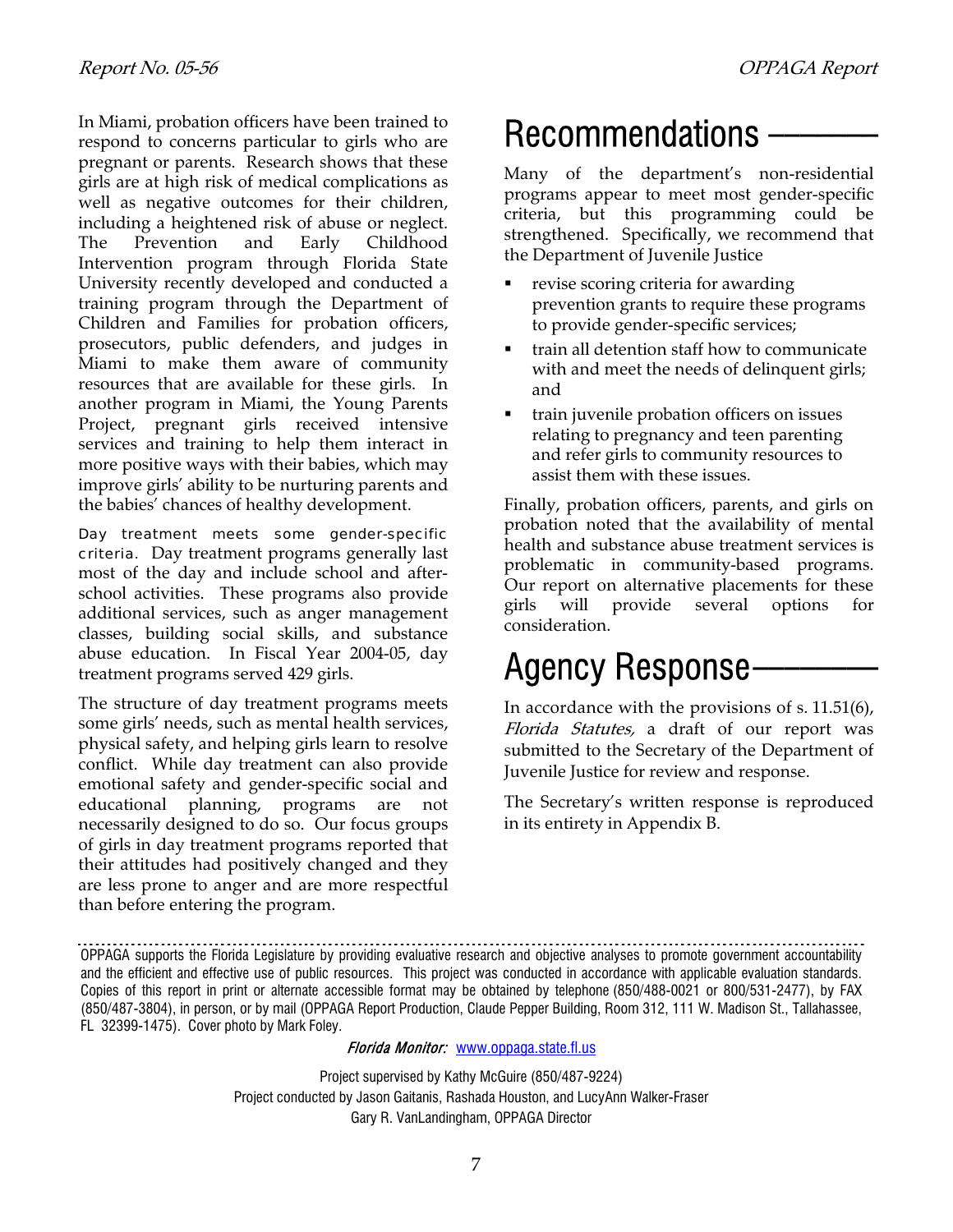In Miami, probation officers have been trained to respond to concerns particular to girls who are pregnant or parents. Research shows that these girls are at high risk of medical complications as well as negative outcomes for their children, including a heightened risk of abuse or neglect. The Prevention and Early Childhood Intervention program through Florida State University recently developed and conducted a training program through the Department of Children and Families for probation officers, prosecutors, public defenders, and judges in Miami to make them aware of community resources that are available for these girls. In another program in Miami, the Young Parents Project, pregnant girls received intensive services and training to help them interact in more positive ways with their babies, which may improve girls' ability to be nurturing parents and the babies' chances of healthy development.

Day treatment meets some gender-specific criteria. Day treatment programs generally last most of the day and include school and after-school activities. These programs also provide additional services, such as anger management classes, building social skills, and substance abuse education. In Fiscal Year 2004-05, day treatment programs served 429 girls.

The structure of day treatment programs meets some girls' needs, such as mental health services, physical safety, and helping girls learn to resolve conflict. While day treatment can also provide emotional safety and gender-specific social and educational planning, programs are not necessarily designed to do so. Our focus groups of girls in day treatment programs reported that their attitudes had positively changed and they are less prone to anger and are more respectful than before entering the program.

# Recommendations

Many of the department's non-residential programs appear to meet most gender-specific criteria, but this programming could be strengthened. Specifically, we recommend that the Department of Juvenile Justice

- revise scoring criteria for awarding prevention grants to require these programs to provide gender-specific services;
- train all detention staff how to communicate with and meet the needs of delinquent girls; and
- train juvenile probation officers on issues relating to pregnancy and teen parenting and refer girls to community resources to assist them with these issues.

Finally, probation officers, parents, and girls on probation noted that the availability of mental health and substance abuse treatment services is problematic in community-based programs. Our report on alternative placements for these girls will provide several options for consideration.

# Agency Response

In accordance with the provisions of s. 11.51(6), *Florida Statutes,* a draft of our report was submitted to the Secretary of the Department of Juvenile Justice for review and response.

The Secretary's written response is reproduced in its entirety in Appendix B.

---

OPPAGA supports the Florida Legislature by providing evaluative research and objective analyses to promote government accountability and the efficient and effective use of public resources. This project was conducted in accordance with applicable evaluation standards. Copies of this report in print or alternate accessible format may be obtained by telephone (850/488-0021 or 800/531-2477), by FAX (850/487-3804), in person, or by mail (OPPAGA Report Production, Claude Pepper Building, Room 312, 111 W. Madison St., Tallahassee, FL 32399-1475). Cover photo by Mark Foley.

*Florida Monitor:* www.oppaga.state.fl.us

Project supervised by Kathy McGuire (850/487-9224)
Project conducted by Jason Gaitanis, Rashada Houston, and LucyAnn Walker-Fraser
Gary R. VanLandingham, OPPAGA Director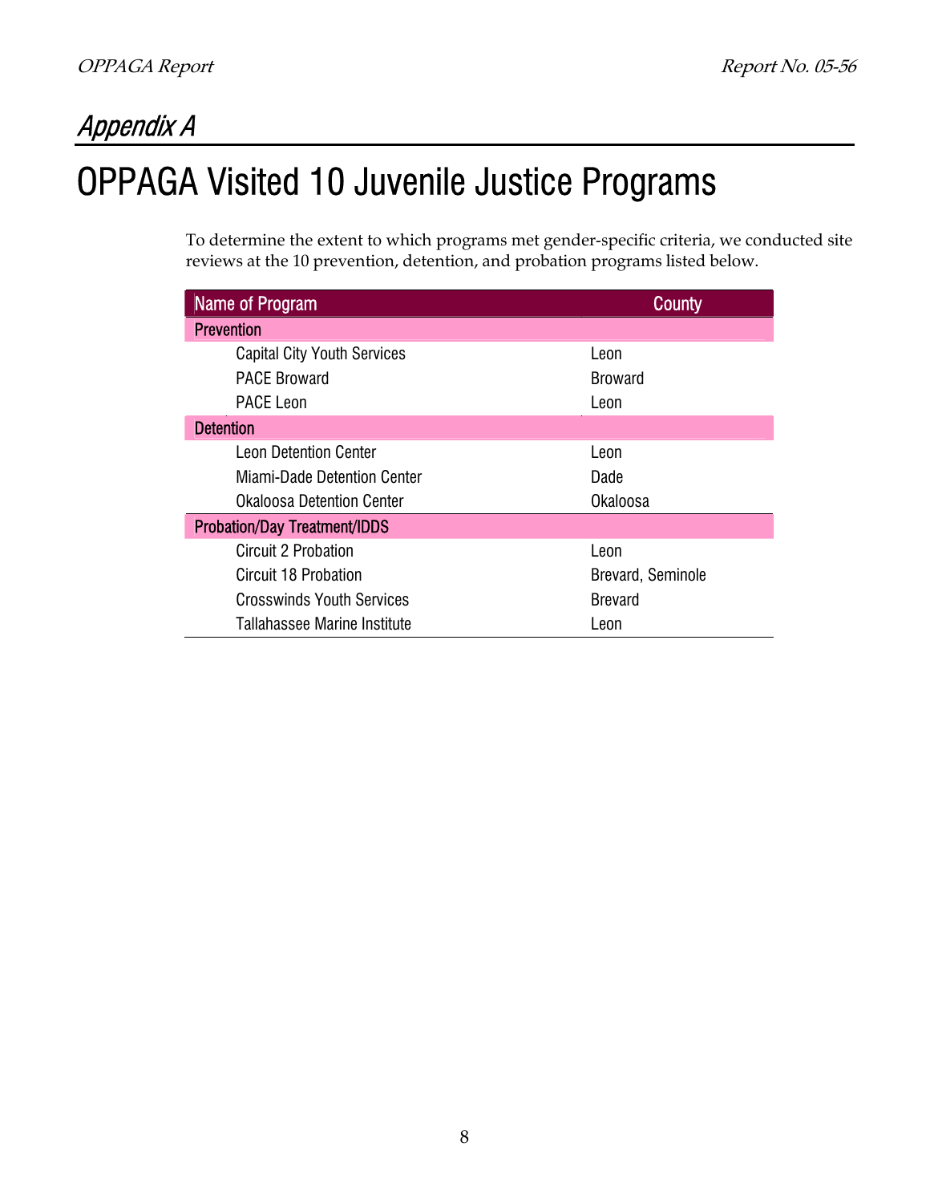## *Appendix A*

# OPPAGA Visited 10 Juvenile Justice Programs

To determine the extent to which programs met gender-specific criteria, we conducted site reviews at the 10 prevention, detention, and probation programs listed below.

| Name of Program | County |
|---|---|
| **Prevention** | |
| Capital City Youth Services | Leon |
| PACE Broward | Broward |
| PACE Leon | Leon |
| **Detention** | |
| Leon Detention Center | Leon |
| Miami-Dade Detention Center | Dade |
| Okaloosa Detention Center | Okaloosa |
| **Probation/Day Treatment/IDDS** | |
| Circuit 2 Probation | Leon |
| Circuit 18 Probation | Brevard, Seminole |
| Crosswinds Youth Services | Brevard |
| Tallahassee Marine Institute | Leon |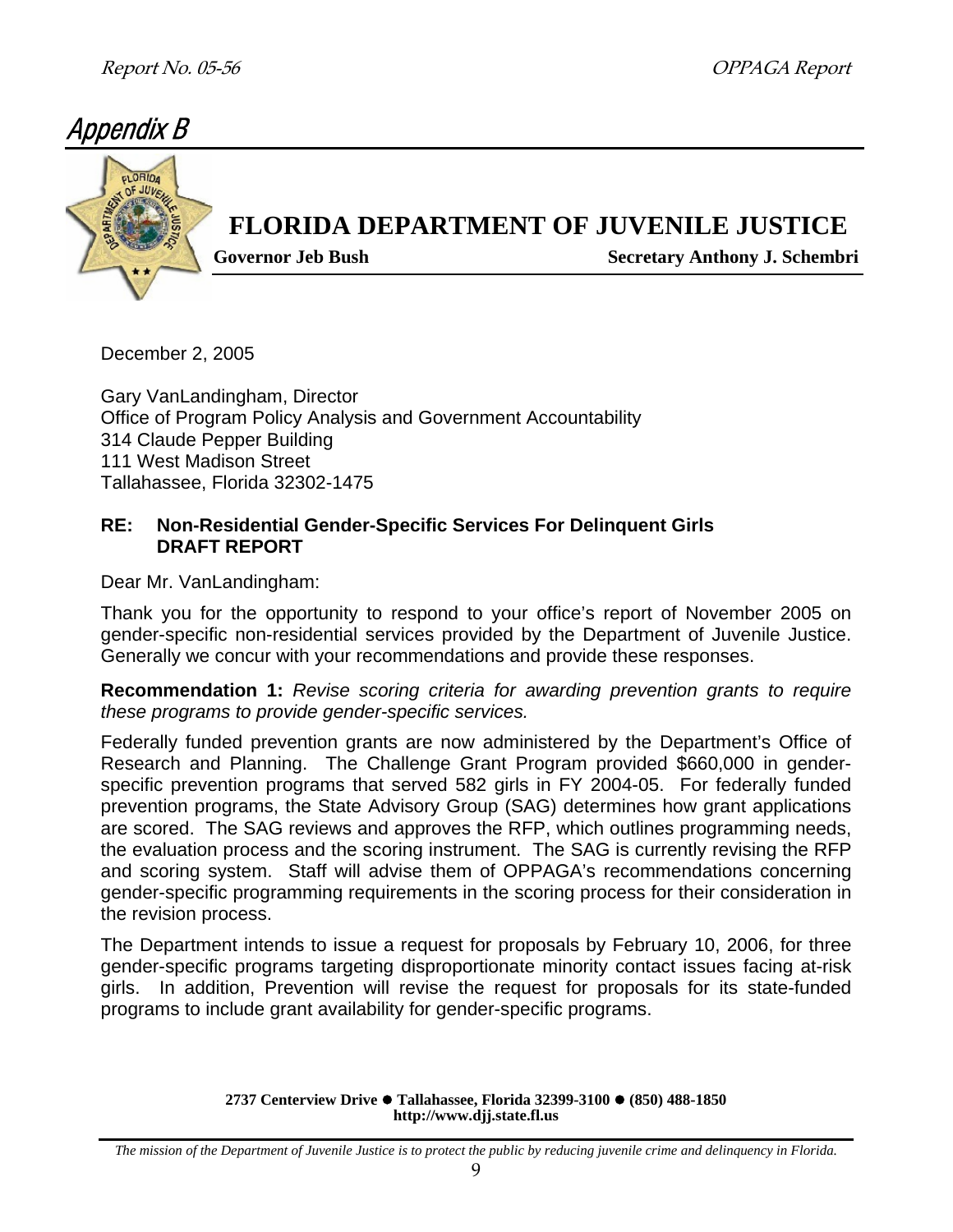# Appendix B

## FLORIDA DEPARTMENT OF JUVENILE JUSTICE

**Governor Jeb Bush** **Secretary Anthony J. Schembri**

December 2, 2005

Gary VanLandingham, Director
Office of Program Policy Analysis and Government Accountability
314 Claude Pepper Building
111 West Madison Street
Tallahassee, Florida 32302-1475

**RE: Non-Residential Gender-Specific Services For Delinquent Girls**
**DRAFT REPORT**

Dear Mr. VanLandingham:

Thank you for the opportunity to respond to your office's report of November 2005 on gender-specific non-residential services provided by the Department of Juvenile Justice. Generally we concur with your recommendations and provide these responses.

**Recommendation 1:** *Revise scoring criteria for awarding prevention grants to require these programs to provide gender-specific services.*

Federally funded prevention grants are now administered by the Department's Office of Research and Planning. The Challenge Grant Program provided $660,000 in gender-specific prevention programs that served 582 girls in FY 2004-05. For federally funded prevention programs, the State Advisory Group (SAG) determines how grant applications are scored. The SAG reviews and approves the RFP, which outlines programming needs, the evaluation process and the scoring instrument. The SAG is currently revising the RFP and scoring system. Staff will advise them of OPPAGA's recommendations concerning gender-specific programming requirements in the scoring process for their consideration in the revision process.

The Department intends to issue a request for proposals by February 10, 2006, for three gender-specific programs targeting disproportionate minority contact issues facing at-risk girls. In addition, Prevention will revise the request for proposals for its state-funded programs to include grant availability for gender-specific programs.

**2737 Centerview Drive ● Tallahassee, Florida 32399-3100 ● (850) 488-1850**
**http://www.djj.state.fl.us**

*The mission of the Department of Juvenile Justice is to protect the public by reducing juvenile crime and delinquency in Florida.*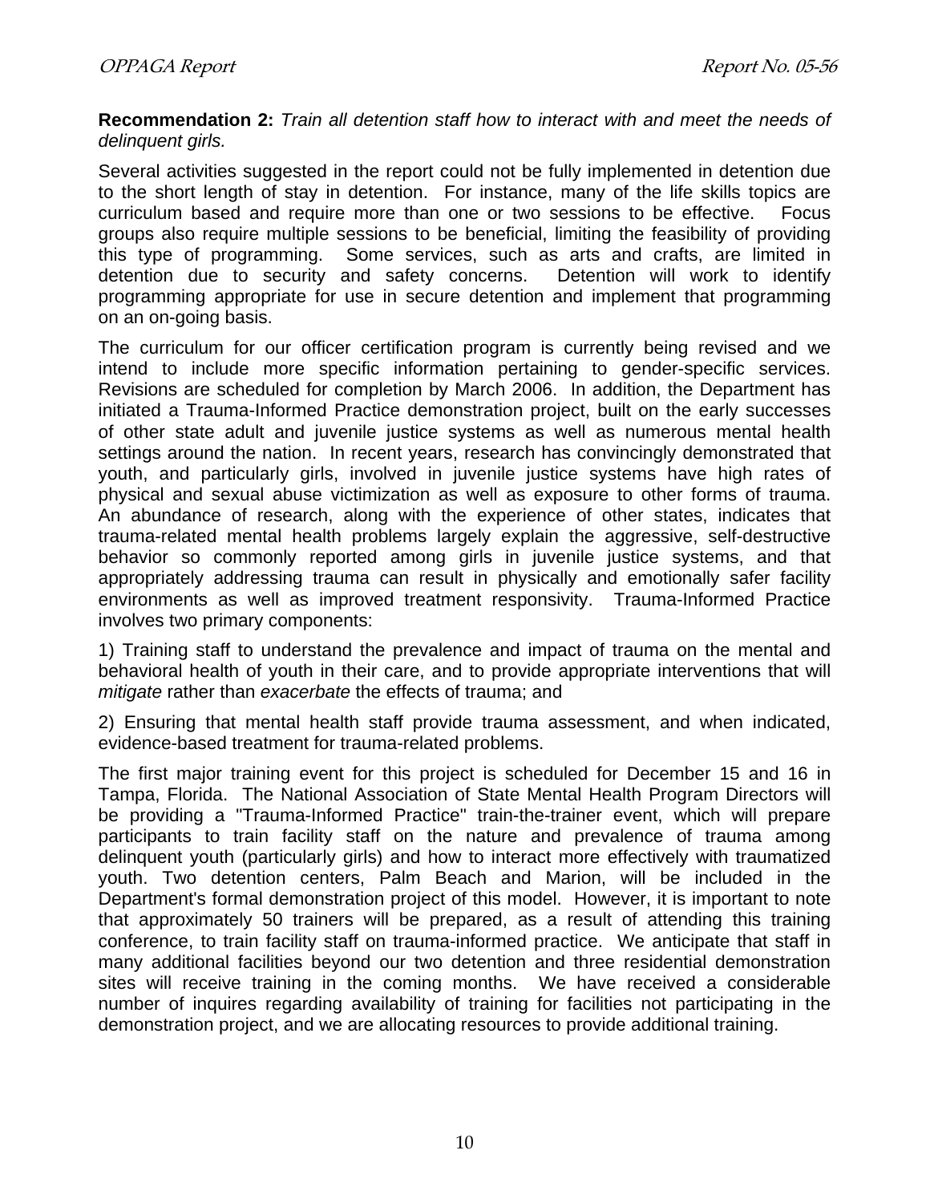**Recommendation 2:** *Train all detention staff how to interact with and meet the needs of delinquent girls.*

Several activities suggested in the report could not be fully implemented in detention due to the short length of stay in detention. For instance, many of the life skills topics are curriculum based and require more than one or two sessions to be effective. Focus groups also require multiple sessions to be beneficial, limiting the feasibility of providing this type of programming. Some services, such as arts and crafts, are limited in detention due to security and safety concerns. Detention will work to identify programming appropriate for use in secure detention and implement that programming on an on-going basis.

The curriculum for our officer certification program is currently being revised and we intend to include more specific information pertaining to gender-specific services. Revisions are scheduled for completion by March 2006. In addition, the Department has initiated a Trauma-Informed Practice demonstration project, built on the early successes of other state adult and juvenile justice systems as well as numerous mental health settings around the nation. In recent years, research has convincingly demonstrated that youth, and particularly girls, involved in juvenile justice systems have high rates of physical and sexual abuse victimization as well as exposure to other forms of trauma. An abundance of research, along with the experience of other states, indicates that trauma-related mental health problems largely explain the aggressive, self-destructive behavior so commonly reported among girls in juvenile justice systems, and that appropriately addressing trauma can result in physically and emotionally safer facility environments as well as improved treatment responsivity. Trauma-Informed Practice involves two primary components:

1) Training staff to understand the prevalence and impact of trauma on the mental and behavioral health of youth in their care, and to provide appropriate interventions that will *mitigate* rather than *exacerbate* the effects of trauma; and

2) Ensuring that mental health staff provide trauma assessment, and when indicated, evidence-based treatment for trauma-related problems.

The first major training event for this project is scheduled for December 15 and 16 in Tampa, Florida. The National Association of State Mental Health Program Directors will be providing a "Trauma-Informed Practice" train-the-trainer event, which will prepare participants to train facility staff on the nature and prevalence of trauma among delinquent youth (particularly girls) and how to interact more effectively with traumatized youth. Two detention centers, Palm Beach and Marion, will be included in the Department's formal demonstration project of this model. However, it is important to note that approximately 50 trainers will be prepared, as a result of attending this training conference, to train facility staff on trauma-informed practice. We anticipate that staff in many additional facilities beyond our two detention and three residential demonstration sites will receive training in the coming months. We have received a considerable number of inquires regarding availability of training for facilities not participating in the demonstration project, and we are allocating resources to provide additional training.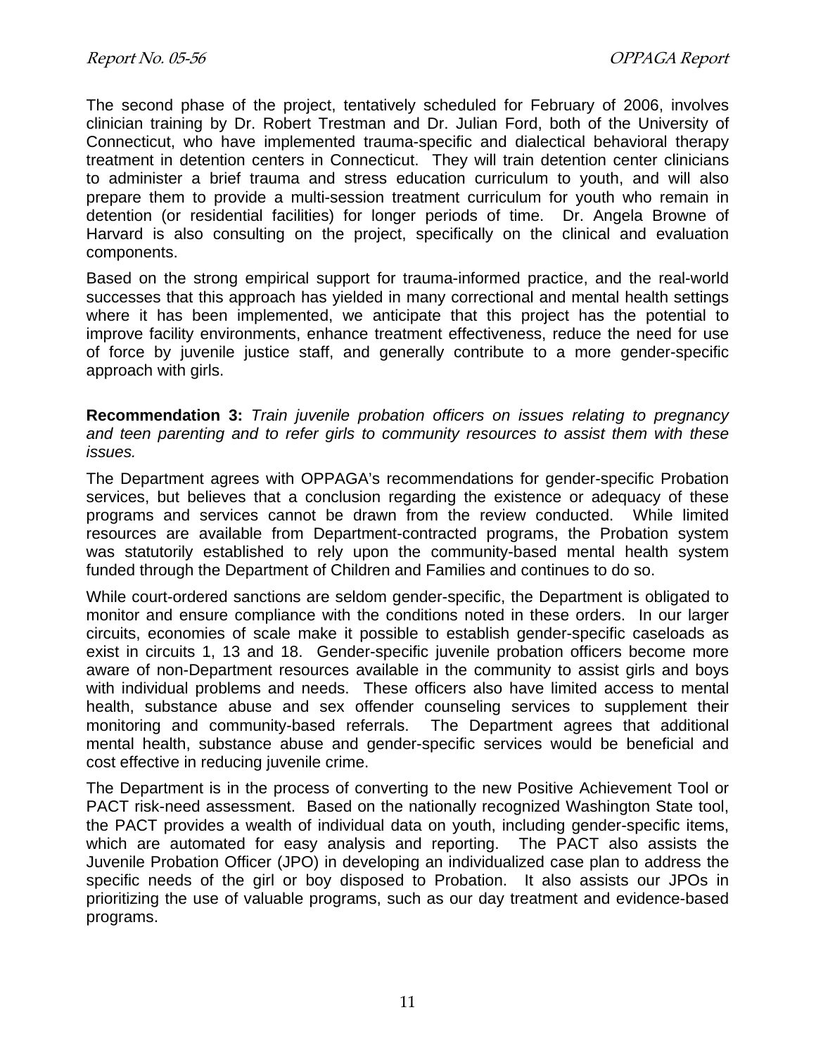The second phase of the project, tentatively scheduled for February of 2006, involves clinician training by Dr. Robert Trestman and Dr. Julian Ford, both of the University of Connecticut, who have implemented trauma-specific and dialectical behavioral therapy treatment in detention centers in Connecticut. They will train detention center clinicians to administer a brief trauma and stress education curriculum to youth, and will also prepare them to provide a multi-session treatment curriculum for youth who remain in detention (or residential facilities) for longer periods of time. Dr. Angela Browne of Harvard is also consulting on the project, specifically on the clinical and evaluation components.

Based on the strong empirical support for trauma-informed practice, and the real-world successes that this approach has yielded in many correctional and mental health settings where it has been implemented, we anticipate that this project has the potential to improve facility environments, enhance treatment effectiveness, reduce the need for use of force by juvenile justice staff, and generally contribute to a more gender-specific approach with girls.

**Recommendation 3:** *Train juvenile probation officers on issues relating to pregnancy and teen parenting and to refer girls to community resources to assist them with these issues.*

The Department agrees with OPPAGA's recommendations for gender-specific Probation services, but believes that a conclusion regarding the existence or adequacy of these programs and services cannot be drawn from the review conducted. While limited resources are available from Department-contracted programs, the Probation system was statutorily established to rely upon the community-based mental health system funded through the Department of Children and Families and continues to do so.

While court-ordered sanctions are seldom gender-specific, the Department is obligated to monitor and ensure compliance with the conditions noted in these orders. In our larger circuits, economies of scale make it possible to establish gender-specific caseloads as exist in circuits 1, 13 and 18. Gender-specific juvenile probation officers become more aware of non-Department resources available in the community to assist girls and boys with individual problems and needs. These officers also have limited access to mental health, substance abuse and sex offender counseling services to supplement their monitoring and community-based referrals. The Department agrees that additional mental health, substance abuse and gender-specific services would be beneficial and cost effective in reducing juvenile crime.

The Department is in the process of converting to the new Positive Achievement Tool or PACT risk-need assessment. Based on the nationally recognized Washington State tool, the PACT provides a wealth of individual data on youth, including gender-specific items, which are automated for easy analysis and reporting. The PACT also assists the Juvenile Probation Officer (JPO) in developing an individualized case plan to address the specific needs of the girl or boy disposed to Probation. It also assists our JPOs in prioritizing the use of valuable programs, such as our day treatment and evidence-based programs.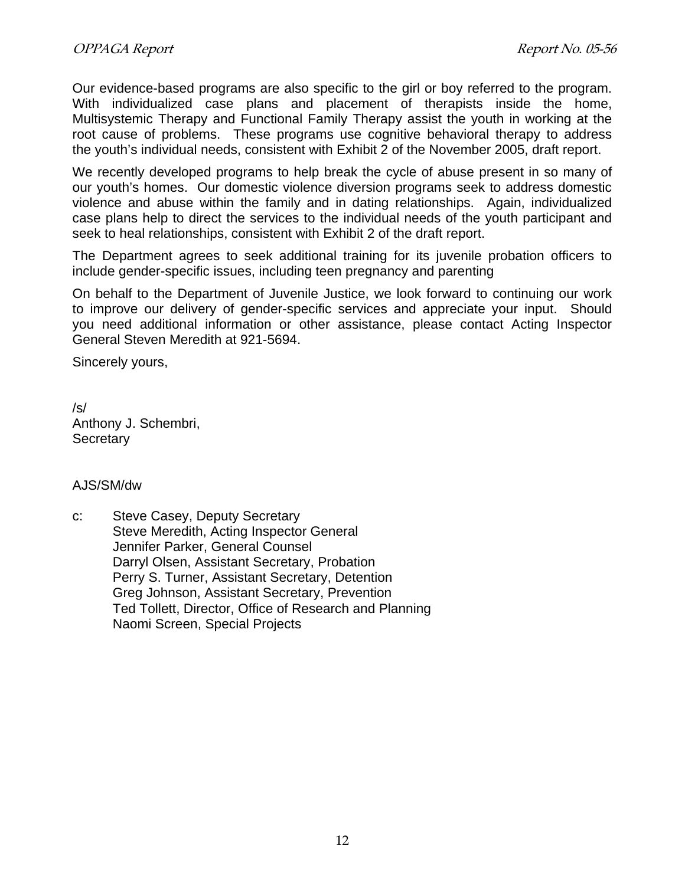Our evidence-based programs are also specific to the girl or boy referred to the program. With individualized case plans and placement of therapists inside the home, Multisystemic Therapy and Functional Family Therapy assist the youth in working at the root cause of problems. These programs use cognitive behavioral therapy to address the youth's individual needs, consistent with Exhibit 2 of the November 2005, draft report.

We recently developed programs to help break the cycle of abuse present in so many of our youth's homes. Our domestic violence diversion programs seek to address domestic violence and abuse within the family and in dating relationships. Again, individualized case plans help to direct the services to the individual needs of the youth participant and seek to heal relationships, consistent with Exhibit 2 of the draft report.

The Department agrees to seek additional training for its juvenile probation officers to include gender-specific issues, including teen pregnancy and parenting

On behalf to the Department of Juvenile Justice, we look forward to continuing our work to improve our delivery of gender-specific services and appreciate your input. Should you need additional information or other assistance, please contact Acting Inspector General Steven Meredith at 921-5694.

Sincerely yours,

/s/
Anthony J. Schembri,
Secretary

AJS/SM/dw

c: Steve Casey, Deputy Secretary
Steve Meredith, Acting Inspector General
Jennifer Parker, General Counsel
Darryl Olsen, Assistant Secretary, Probation
Perry S. Turner, Assistant Secretary, Detention
Greg Johnson, Assistant Secretary, Prevention
Ted Tollett, Director, Office of Research and Planning
Naomi Screen, Special Projects